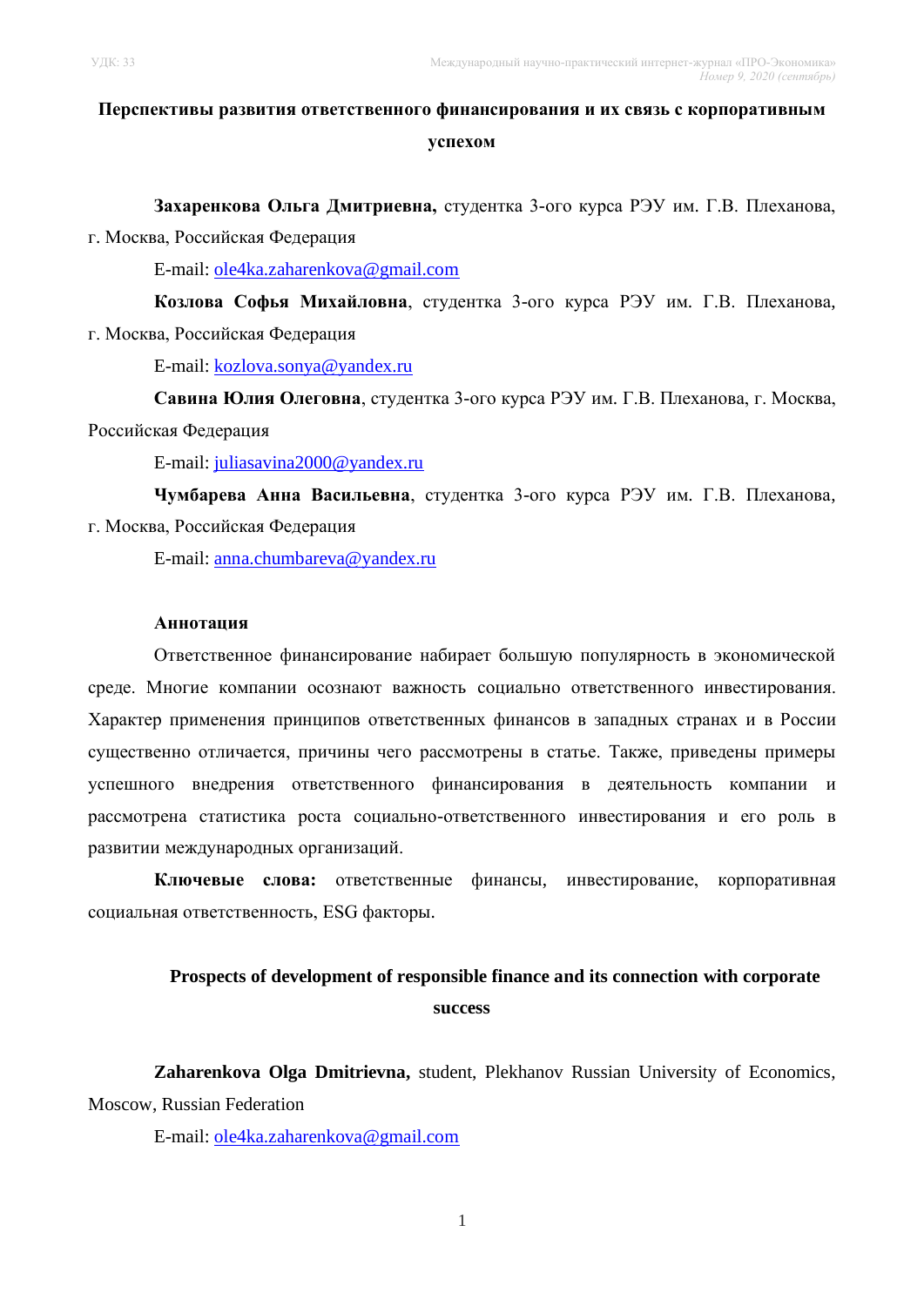УДК: 33

# Перспективы развития ответственного финансирования и их связь с корпоративным успехом

**Захаренкова Ольга Дмитриевна,** студентка 3-ого курса РЭУ им. Г.В. Плеханова, г. Москва, Российская Федерация

E-mail: ole4ka.zaharenkova@gmail.com

**Козлова Софья Михайловна**, студентка 3-ого курса РЭУ им. Г.В. Плеханова, г. Москва, Российская Федерация

E-mail: kozlova.sonya@yandex.ru

**Савина Юлия Олеговна**, студентка 3-ого курса РЭУ им. Г.В. Плеханова, г. Москва, Российская Федерация

E-mail: juliasavina2000@yandex.ru

**Чумбарева Анна Васильевна**, студентка 3-ого курса РЭУ им. Г.В. Плеханова, г. Москва, Российская Федерация

E-mail: anna.chumbareva@yandex.ru

**Аннотация**

Ответственное финансирование набирает большую популярность в экономической среде. Многие компании осознают важность социально ответственного инвестирования. Характер применения принципов ответственных финансов в западных странах и в России существенно отличается, причины чего рассмотрены в статье. Также, приведены примеры успешного внедрения ответственного финансирования в деятельность компании и рассмотрена статистика роста социально-ответственного инвестирования и его роль в развитии международных организаций.

**Ключевые слова:** ответственные финансы, инвестирование, корпоративная социальная ответственность, ESG факторы.

# Prospects of development of responsible finance and its connection with corporate success

**Zaharenkova Olga Dmitrievna,** student, Plekhanov Russian University of Economics, Moscow, Russian Federation

E-mail: ole4ka.zaharenkova@gmail.com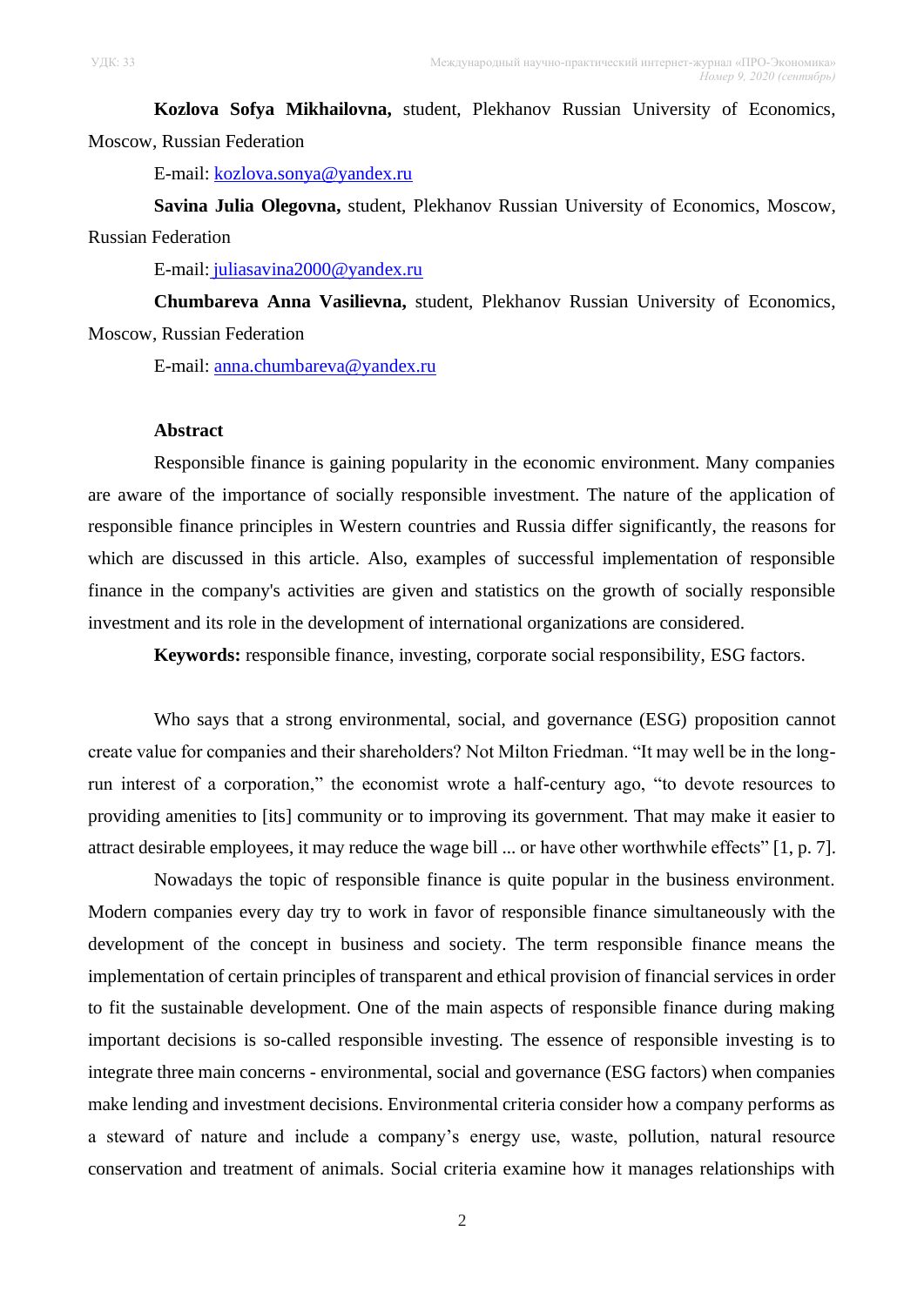**Kozlova Sofya Mikhailovna,** student, Plekhanov Russian University of Economics, Moscow, Russian Federation

E-mail: kozlova.sonya@yandex.ru

**Savina Julia Olegovna,** student, Plekhanov Russian University of Economics, Moscow, Russian Federation

E-mail: juliasavina2000@yandex.ru

**Chumbareva Anna Vasilievna,** student, Plekhanov Russian University of Economics, Moscow, Russian Federation

E-mail: anna.chumbareva@yandex.ru

**Abstract**

Responsible finance is gaining popularity in the economic environment. Many companies are aware of the importance of socially responsible investment. The nature of the application of responsible finance principles in Western countries and Russia differ significantly, the reasons for which are discussed in this article. Also, examples of successful implementation of responsible finance in the company's activities are given and statistics on the growth of socially responsible investment and its role in the development of international organizations are considered.

**Keywords:** responsible finance, investing, corporate social responsibility, ESG factors.

Who says that a strong environmental, social, and governance (ESG) proposition cannot create value for companies and their shareholders? Not Milton Friedman. "It may well be in the long-run interest of a corporation," the economist wrote a half-century ago, "to devote resources to providing amenities to [its] community or to improving its government. That may make it easier to attract desirable employees, it may reduce the wage bill ... or have other worthwhile effects" [1, p. 7].

Nowadays the topic of responsible finance is quite popular in the business environment. Modern companies every day try to work in favor of responsible finance simultaneously with the development of the concept in business and society. The term responsible finance means the implementation of certain principles of transparent and ethical provision of financial services in order to fit the sustainable development. One of the main aspects of responsible finance during making important decisions is so-called responsible investing. The essence of responsible investing is to integrate three main concerns - environmental, social and governance (ESG factors) when companies make lending and investment decisions. Environmental criteria consider how a company performs as a steward of nature and include a company's energy use, waste, pollution, natural resource conservation and treatment of animals. Social criteria examine how it manages relationships with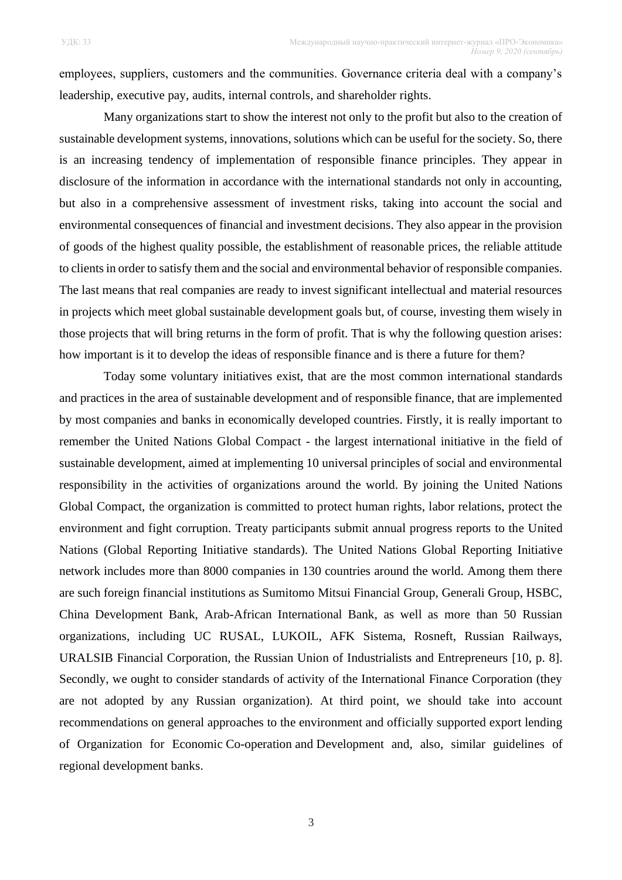employees, suppliers, customers and the communities. Governance criteria deal with a company's leadership, executive pay, audits, internal controls, and shareholder rights.

Many organizations start to show the interest not only to the profit but also to the creation of sustainable development systems, innovations, solutions which can be useful for the society. So, there is an increasing tendency of implementation of responsible finance principles. They appear in disclosure of the information in accordance with the international standards not only in accounting, but also in a comprehensive assessment of investment risks, taking into account the social and environmental consequences of financial and investment decisions. They also appear in the provision of goods of the highest quality possible, the establishment of reasonable prices, the reliable attitude to clients in order to satisfy them and the social and environmental behavior of responsible companies. The last means that real companies are ready to invest significant intellectual and material resources in projects which meet global sustainable development goals but, of course, investing them wisely in those projects that will bring returns in the form of profit. That is why the following question arises: how important is it to develop the ideas of responsible finance and is there a future for them?

Today some voluntary initiatives exist, that are the most common international standards and practices in the area of sustainable development and of responsible finance, that are implemented by most companies and banks in economically developed countries. Firstly, it is really important to remember the United Nations Global Compact - the largest international initiative in the field of sustainable development, aimed at implementing 10 universal principles of social and environmental responsibility in the activities of organizations around the world. By joining the United Nations Global Compact, the organization is committed to protect human rights, labor relations, protect the environment and fight corruption. Treaty participants submit annual progress reports to the United Nations (Global Reporting Initiative standards). The United Nations Global Reporting Initiative network includes more than 8000 companies in 130 countries around the world. Among them there are such foreign financial institutions as Sumitomo Mitsui Financial Group, Generali Group, HSBC, China Development Bank, Arab-African International Bank, as well as more than 50 Russian organizations, including UC RUSAL, LUKOIL, AFK Sistema, Rosneft, Russian Railways, URALSIB Financial Corporation, the Russian Union of Industrialists and Entrepreneurs [10, p. 8]. Secondly, we ought to consider standards of activity of the International Finance Corporation (they are not adopted by any Russian organization). At third point, we should take into account recommendations on general approaches to the environment and officially supported export lending of Organization for Economic Co-operation and Development and, also, similar guidelines of regional development banks.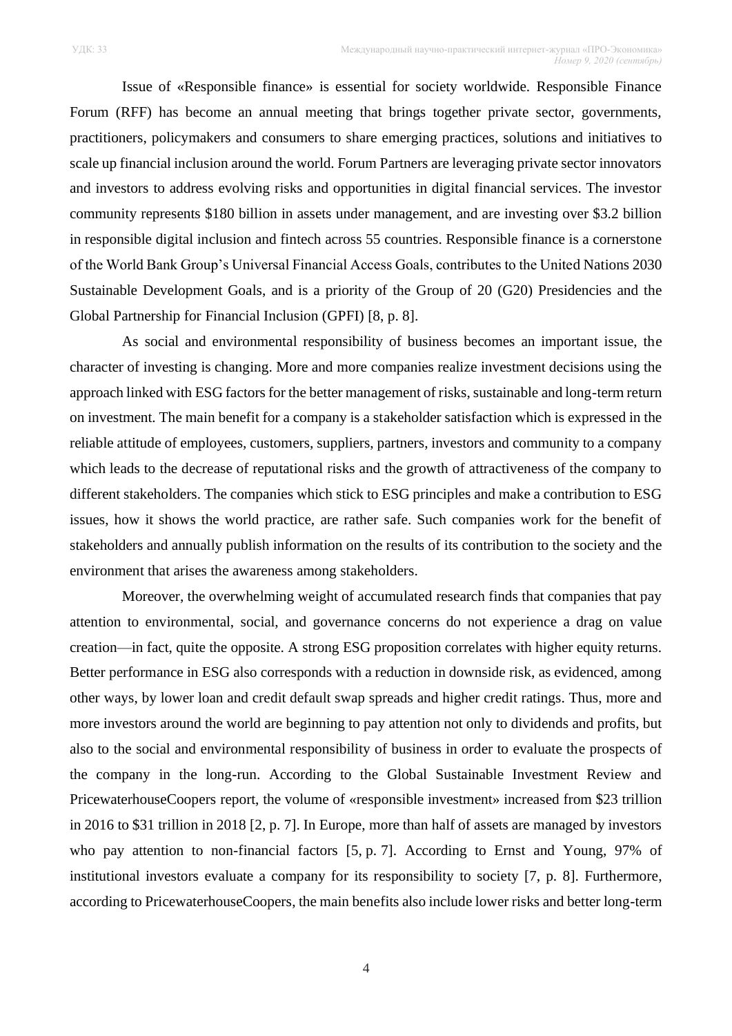Issue of «Responsible finance» is essential for society worldwide. Responsible Finance Forum (RFF) has become an annual meeting that brings together private sector, governments, practitioners, policymakers and consumers to share emerging practices, solutions and initiatives to scale up financial inclusion around the world. Forum Partners are leveraging private sector innovators and investors to address evolving risks and opportunities in digital financial services. The investor community represents $180 billion in assets under management, and are investing over $3.2 billion in responsible digital inclusion and fintech across 55 countries. Responsible finance is a cornerstone of the World Bank Group's Universal Financial Access Goals, contributes to the United Nations 2030 Sustainable Development Goals, and is a priority of the Group of 20 (G20) Presidencies and the Global Partnership for Financial Inclusion (GPFI) [8, p. 8].

As social and environmental responsibility of business becomes an important issue, the character of investing is changing. More and more companies realize investment decisions using the approach linked with ESG factors for the better management of risks, sustainable and long-term return on investment. The main benefit for a company is a stakeholder satisfaction which is expressed in the reliable attitude of employees, customers, suppliers, partners, investors and community to a company which leads to the decrease of reputational risks and the growth of attractiveness of the company to different stakeholders. The companies which stick to ESG principles and make a contribution to ESG issues, how it shows the world practice, are rather safe. Such companies work for the benefit of stakeholders and annually publish information on the results of its contribution to the society and the environment that arises the awareness among stakeholders.

Moreover, the overwhelming weight of accumulated research finds that companies that pay attention to environmental, social, and governance concerns do not experience a drag on value creation—in fact, quite the opposite. A strong ESG proposition correlates with higher equity returns. Better performance in ESG also corresponds with a reduction in downside risk, as evidenced, among other ways, by lower loan and credit default swap spreads and higher credit ratings. Thus, more and more investors around the world are beginning to pay attention not only to dividends and profits, but also to the social and environmental responsibility of business in order to evaluate the prospects of the company in the long-run. According to the Global Sustainable Investment Review and PricewaterhouseCoopers report, the volume of «responsible investment» increased from $23 trillion in 2016 to $31 trillion in 2018 [2, p. 7]. In Europe, more than half of assets are managed by investors who pay attention to non-financial factors [5, p. 7]. According to Ernst and Young, 97% of institutional investors evaluate a company for its responsibility to society [7, p. 8]. Furthermore, according to PricewaterhouseCoopers, the main benefits also include lower risks and better long-term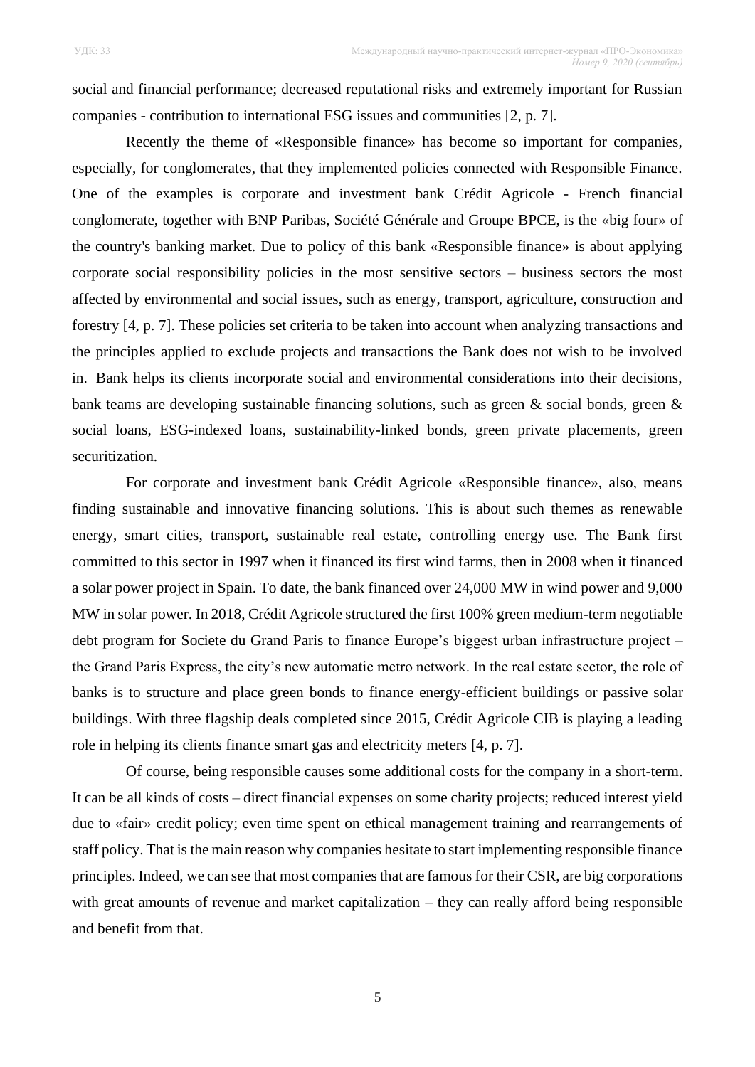social and financial performance; decreased reputational risks and extremely important for Russian companies - contribution to international ESG issues and communities [2, p. 7].

Recently the theme of «Responsible finance» has become so important for companies, especially, for conglomerates, that they implemented policies connected with Responsible Finance. One of the examples is corporate and investment bank Crédit Agricole - French financial conglomerate, together with BNP Paribas, Société Générale and Groupe BPCE, is the «big four» of the country's banking market. Due to policy of this bank «Responsible finance» is about applying corporate social responsibility policies in the most sensitive sectors – business sectors the most affected by environmental and social issues, such as energy, transport, agriculture, construction and forestry [4, p. 7]. These policies set criteria to be taken into account when analyzing transactions and the principles applied to exclude projects and transactions the Bank does not wish to be involved in. Bank helps its clients incorporate social and environmental considerations into their decisions, bank teams are developing sustainable financing solutions, such as green & social bonds, green & social loans, ESG-indexed loans, sustainability-linked bonds, green private placements, green securitization.

For corporate and investment bank Crédit Agricole «Responsible finance», also, means finding sustainable and innovative financing solutions. This is about such themes as renewable energy, smart cities, transport, sustainable real estate, controlling energy use. The Bank first committed to this sector in 1997 when it financed its first wind farms, then in 2008 when it financed a solar power project in Spain. To date, the bank financed over 24,000 MW in wind power and 9,000 MW in solar power. In 2018, Crédit Agricole structured the first 100% green medium-term negotiable debt program for Societe du Grand Paris to finance Europe's biggest urban infrastructure project – the Grand Paris Express, the city's new automatic metro network. In the real estate sector, the role of banks is to structure and place green bonds to finance energy-efficient buildings or passive solar buildings. With three flagship deals completed since 2015, Crédit Agricole CIB is playing a leading role in helping its clients finance smart gas and electricity meters [4, p. 7].

Of course, being responsible causes some additional costs for the company in a short-term. It can be all kinds of costs – direct financial expenses on some charity projects; reduced interest yield due to «fair» credit policy; even time spent on ethical management training and rearrangements of staff policy. That is the main reason why companies hesitate to start implementing responsible finance principles. Indeed, we can see that most companies that are famous for their CSR, are big corporations with great amounts of revenue and market capitalization – they can really afford being responsible and benefit from that.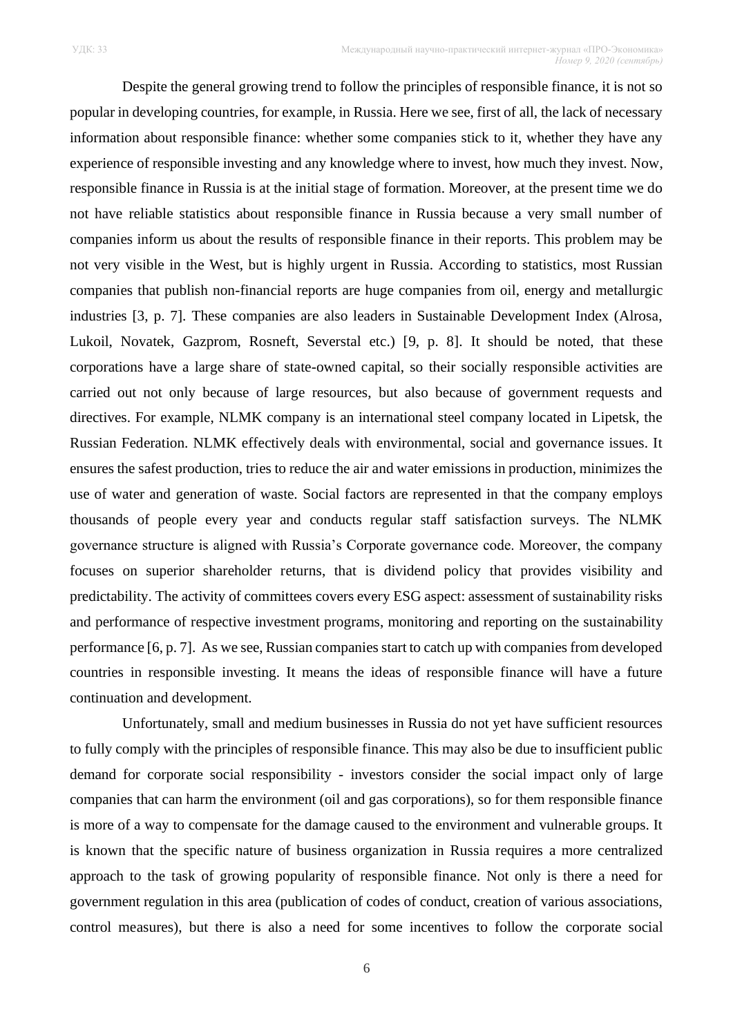Despite the general growing trend to follow the principles of responsible finance, it is not so popular in developing countries, for example, in Russia. Here we see, first of all, the lack of necessary information about responsible finance: whether some companies stick to it, whether they have any experience of responsible investing and any knowledge where to invest, how much they invest. Now, responsible finance in Russia is at the initial stage of formation. Moreover, at the present time we do not have reliable statistics about responsible finance in Russia because a very small number of companies inform us about the results of responsible finance in their reports. This problem may be not very visible in the West, but is highly urgent in Russia. According to statistics, most Russian companies that publish non-financial reports are huge companies from oil, energy and metallurgic industries [3, p. 7]. These companies are also leaders in Sustainable Development Index (Alrosa, Lukoil, Novatek, Gazprom, Rosneft, Severstal etc.) [9, p. 8]. It should be noted, that these corporations have a large share of state-owned capital, so their socially responsible activities are carried out not only because of large resources, but also because of government requests and directives. For example, NLMK company is an international steel company located in Lipetsk, the Russian Federation. NLMK effectively deals with environmental, social and governance issues. It ensures the safest production, tries to reduce the air and water emissions in production, minimizes the use of water and generation of waste. Social factors are represented in that the company employs thousands of people every year and conducts regular staff satisfaction surveys. The NLMK governance structure is aligned with Russia's Corporate governance code. Moreover, the company focuses on superior shareholder returns, that is dividend policy that provides visibility and predictability. The activity of committees covers every ESG aspect: assessment of sustainability risks and performance of respective investment programs, monitoring and reporting on the sustainability performance [6, p. 7]. As we see, Russian companies start to catch up with companies from developed countries in responsible investing. It means the ideas of responsible finance will have a future continuation and development.

Unfortunately, small and medium businesses in Russia do not yet have sufficient resources to fully comply with the principles of responsible finance. This may also be due to insufficient public demand for corporate social responsibility - investors consider the social impact only of large companies that can harm the environment (oil and gas corporations), so for them responsible finance is more of a way to compensate for the damage caused to the environment and vulnerable groups. It is known that the specific nature of business organization in Russia requires a more centralized approach to the task of growing popularity of responsible finance. Not only is there a need for government regulation in this area (publication of codes of conduct, creation of various associations, control measures), but there is also a need for some incentives to follow the corporate social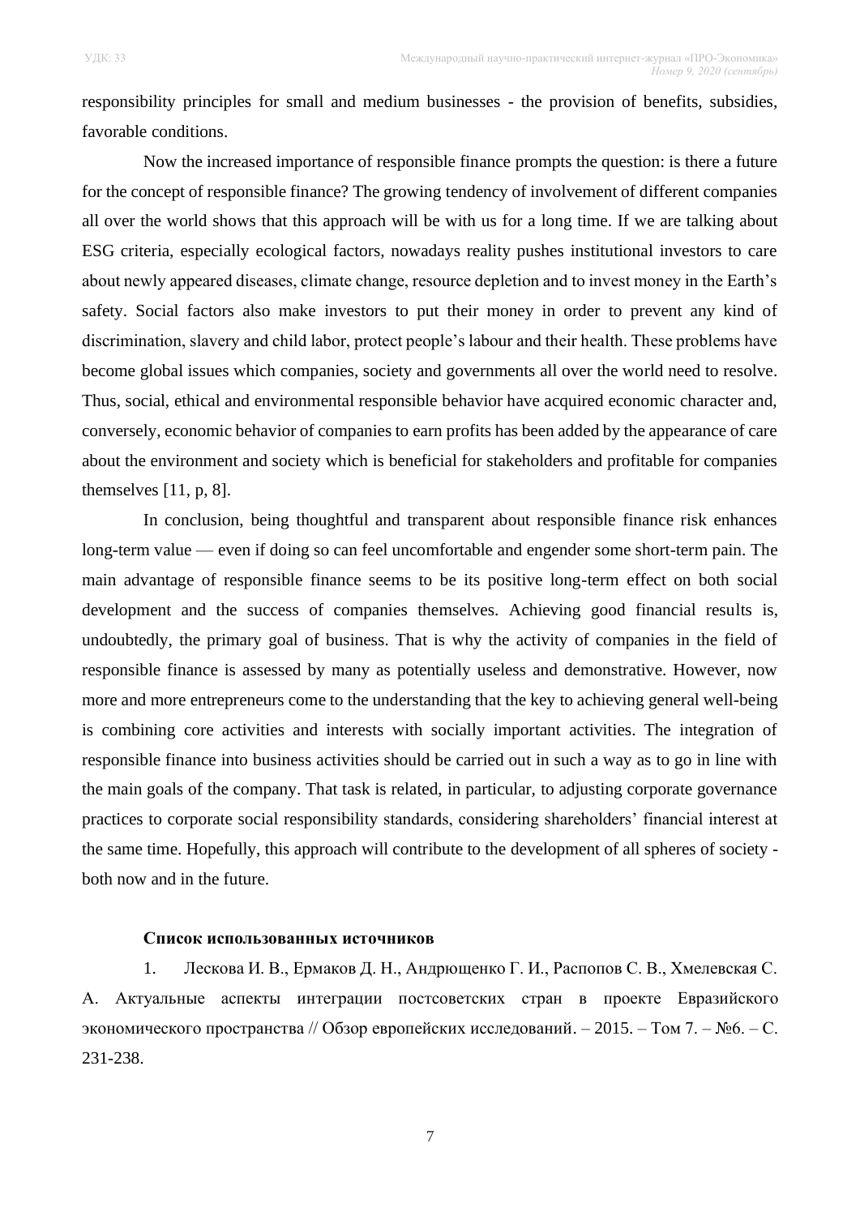responsibility principles for small and medium businesses - the provision of benefits, subsidies, favorable conditions.

Now the increased importance of responsible finance prompts the question: is there a future for the concept of responsible finance? The growing tendency of involvement of different companies all over the world shows that this approach will be with us for a long time. If we are talking about ESG criteria, especially ecological factors, nowadays reality pushes institutional investors to care about newly appeared diseases, climate change, resource depletion and to invest money in the Earth's safety. Social factors also make investors to put their money in order to prevent any kind of discrimination, slavery and child labor, protect people's labour and their health. These problems have become global issues which companies, society and governments all over the world need to resolve. Thus, social, ethical and environmental responsible behavior have acquired economic character and, conversely, economic behavior of companies to earn profits has been added by the appearance of care about the environment and society which is beneficial for stakeholders and profitable for companies themselves [11, p, 8].

In conclusion, being thoughtful and transparent about responsible finance risk enhances long-term value — even if doing so can feel uncomfortable and engender some short-term pain. The main advantage of responsible finance seems to be its positive long-term effect on both social development and the success of companies themselves. Achieving good financial results is, undoubtedly, the primary goal of business. That is why the activity of companies in the field of responsible finance is assessed by many as potentially useless and demonstrative. However, now more and more entrepreneurs come to the understanding that the key to achieving general well-being is combining core activities and interests with socially important activities. The integration of responsible finance into business activities should be carried out in such a way as to go in line with the main goals of the company. That task is related, in particular, to adjusting corporate governance practices to corporate social responsibility standards, considering shareholders' financial interest at the same time. Hopefully, this approach will contribute to the development of all spheres of society - both now and in the future.

**Список использованных источников**

1. Лескова И. В., Ермаков Д. Н., Андрющенко Г. И., Распопов С. В., Хмелевская С. А. Актуальные аспекты интеграции постсоветских стран в проекте Евразийского экономического пространства // Обзор европейских исследований. – 2015. – Том 7. – №6. – С. 231-238.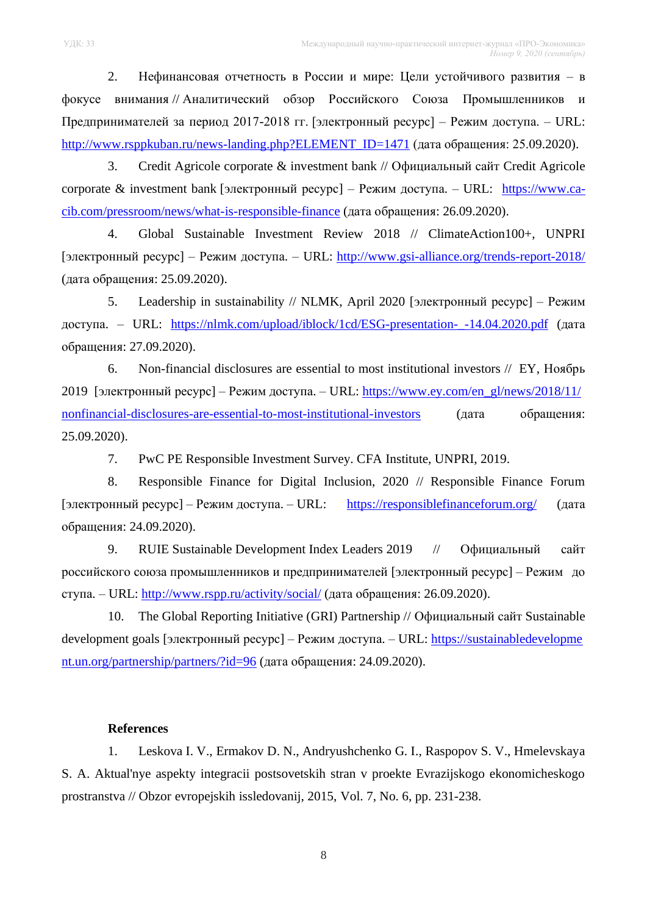2. Нефинансовая отчетность в России и мире: Цели устойчивого развития – в фокусе внимания // Аналитический обзор Российского Союза Промышленников и Предпринимателей за период 2017-2018 гг. [электронный ресурс] – Режим доступа. – URL: http://www.rsppkuban.ru/news-landing.php?ELEMENT_ID=1471 (дата обращения: 25.09.2020).

3. Credit Agricole corporate & investment bank // Официальный сайт Credit Agricole corporate & investment bank [электронный ресурс] – Режим доступа. – URL: https://www.ca-cib.com/pressroom/news/what-is-responsible-finance (дата обращения: 26.09.2020).

4. Global Sustainable Investment Review 2018 // ClimateAction100+, UNPRI [электронный ресурс] – Режим доступа. – URL: http://www.gsi-alliance.org/trends-report-2018/ (дата обращения: 25.09.2020).

5. Leadership in sustainability // NLMK, April 2020 [электронный ресурс] – Режим доступа. – URL: https://nlmk.com/upload/iblock/1cd/ESG-presentation-_-14.04.2020.pdf (дата обращения: 27.09.2020).

6. Non-financial disclosures are essential to most institutional investors // EY, Ноябрь 2019 [электронный ресурс] – Режим доступа. – URL: https://www.ey.com/en_gl/news/2018/11/nonfinancial-disclosures-are-essential-to-most-institutional-investors (дата обращения: 25.09.2020).

7. PwC PE Responsible Investment Survey. CFA Institute, UNPRI, 2019.

8. Responsible Finance for Digital Inclusion, 2020 // Responsible Finance Forum [электронный ресурс] – Режим доступа. – URL: https://responsiblefinanceforum.org/ (дата обращения: 24.09.2020).

9. RUIE Sustainable Development Index Leaders 2019 // Официальный сайт российского союза промышленников и предпринимателей [электронный ресурс] – Режим до ступа. – URL: http://www.rspp.ru/activity/social/ (дата обращения: 26.09.2020).

10. The Global Reporting Initiative (GRI) Partnership // Официальный сайт Sustainable development goals [электронный ресурс] – Режим доступа. – URL: https://sustainabledevelopment.un.org/partnership/partners/?id=96 (дата обращения: 24.09.2020).

**References**

1. Leskova I. V., Ermakov D. N., Andryushchenko G. I., Raspopov S. V., Hmelevskaya S. A. Aktual'nye aspekty integracii postsovetskih stran v proekte Evrazijskogo ekonomicheskogo prostranstva // Obzor evropejskih issledovanij, 2015, Vol. 7, No. 6, pp. 231-238.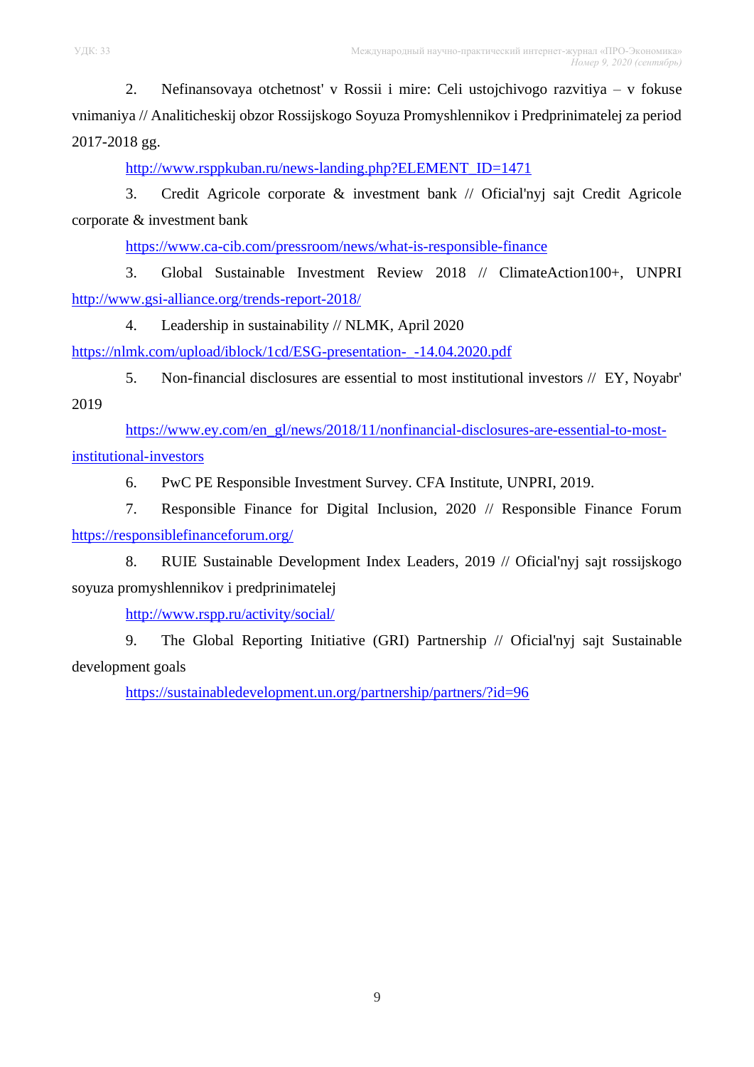2. Nefinansovaya otchetnost' v Rossii i mire: Celi ustojchivogo razvitiya – v fokuse vnimaniya // Analiticheskij obzor Rossijskogo Soyuza Promyshlennikov i Predprinimatelej za period 2017-2018 gg.

http://www.rsppkuban.ru/news-landing.php?ELEMENT_ID=1471

3. Credit Agricole corporate & investment bank // Oficial'nyj sajt Credit Agricole corporate & investment bank

https://www.ca-cib.com/pressroom/news/what-is-responsible-finance

3. Global Sustainable Investment Review 2018 // ClimateAction100+, UNPRI http://www.gsi-alliance.org/trends-report-2018/

4. Leadership in sustainability // NLMK, April 2020 https://nlmk.com/upload/iblock/1cd/ESG-presentation-_-14.04.2020.pdf

5. Non-financial disclosures are essential to most institutional investors // EY, Noyabr' 2019

https://www.ey.com/en_gl/news/2018/11/nonfinancial-disclosures-are-essential-to-most-institutional-investors

6. PwC PE Responsible Investment Survey. CFA Institute, UNPRI, 2019.

7. Responsible Finance for Digital Inclusion, 2020 // Responsible Finance Forum https://responsiblefinanceforum.org/

8. RUIE Sustainable Development Index Leaders, 2019 // Oficial'nyj sajt rossijskogo soyuza promyshlennikov i predprinimatelej

http://www.rspp.ru/activity/social/

9. The Global Reporting Initiative (GRI) Partnership // Oficial'nyj sajt Sustainable development goals

https://sustainabledevelopment.un.org/partnership/partners/?id=96